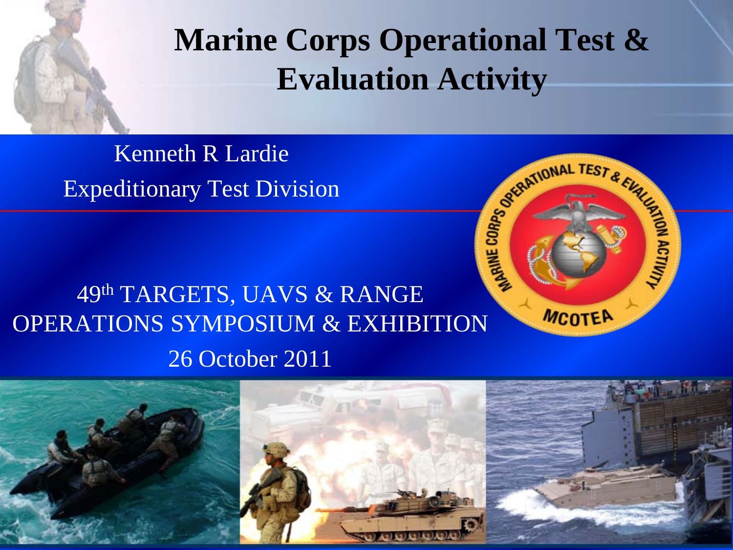# Marine Corps Operational Test & Evaluation Activity

Kenneth R Lardie

Expeditionary Test Division

49th TARGETS, UAVS & RANGE OPERATIONS SYMPOSIUM & EXHIBITION

26 October 2011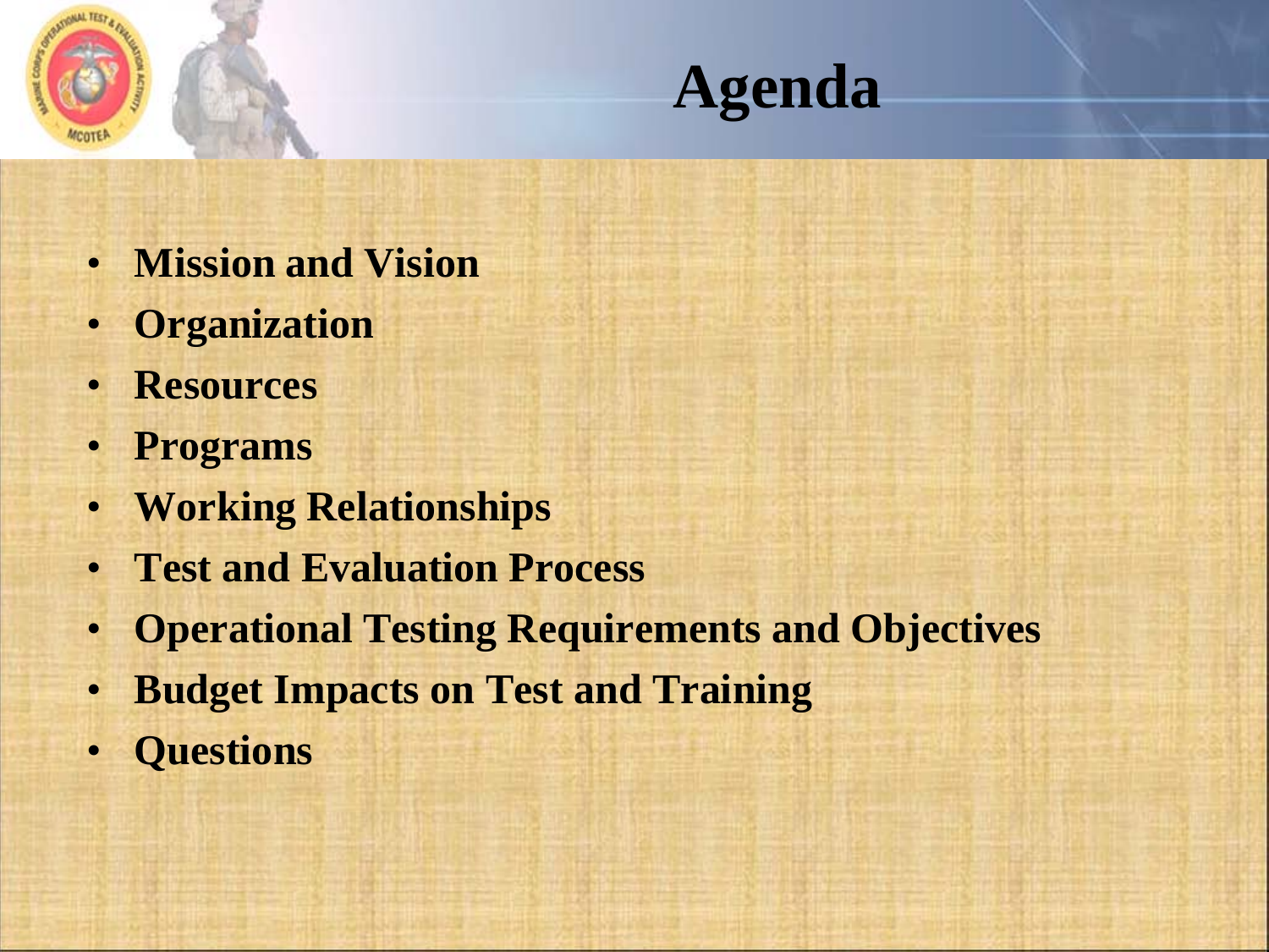# Agenda

- **Mission and Vision**
- **Organization**
- **Resources**
- **Programs**
- **Working Relationships**
- **Test and Evaluation Process**
- **Operational Testing Requirements and Objectives**
- **Budget Impacts on Test and Training**
- **Questions**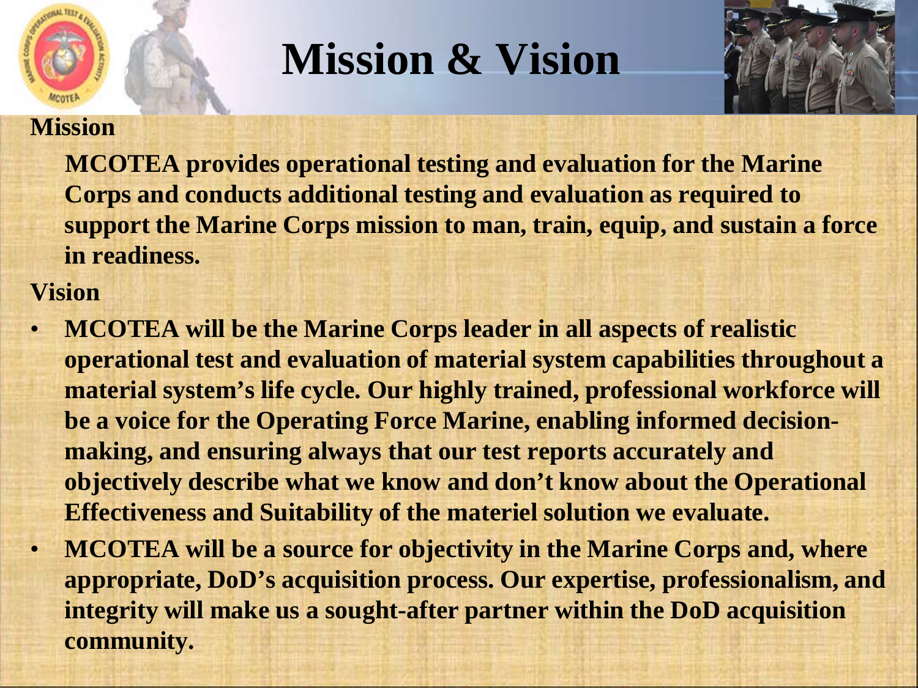# Mission & Vision

## Mission

MCOTEA provides operational testing and evaluation for the Marine Corps and conducts additional testing and evaluation as required to support the Marine Corps mission to man, train, equip, and sustain a force in readiness.

## Vision

- MCOTEA will be the Marine Corps leader in all aspects of realistic operational test and evaluation of material system capabilities throughout a material system's life cycle. Our highly trained, professional workforce will be a voice for the Operating Force Marine, enabling informed decision-making, and ensuring always that our test reports accurately and objectively describe what we know and don't know about the Operational Effectiveness and Suitability of the materiel solution we evaluate.
- MCOTEA will be a source for objectivity in the Marine Corps and, where appropriate, DoD's acquisition process. Our expertise, professionalism, and integrity will make us a sought-after partner within the DoD acquisition community.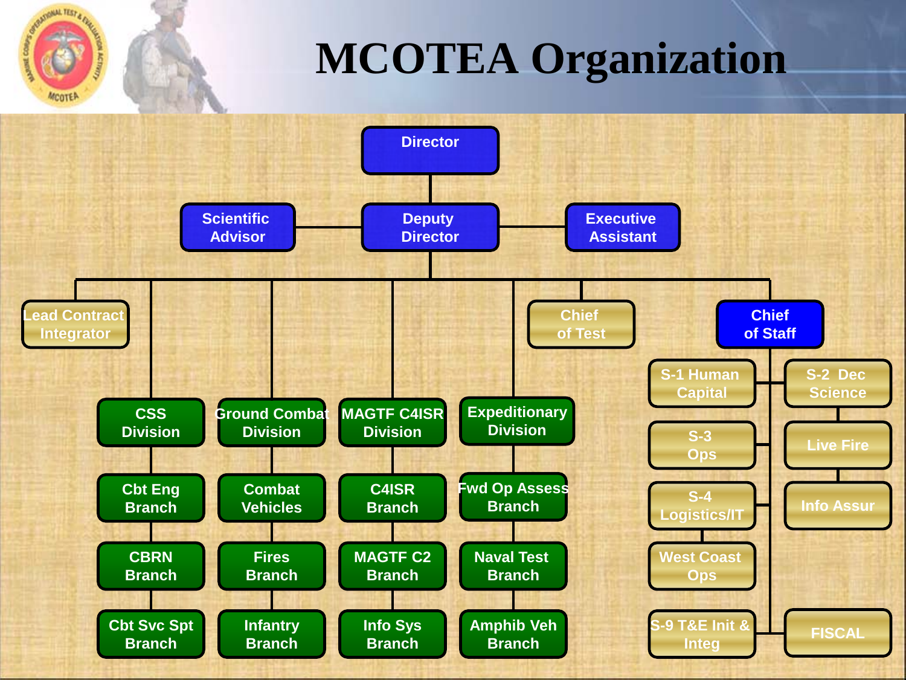# MCOTEA Organization

- **Director**
  - **Deputy Director**
    - Scientific Advisor
    - Executive Assistant
    - Lead Contract Integrator
    - **CSS Division**
      - Cbt Eng Branch
      - CBRN Branch
      - Cbt Svc Spt Branch
    - **Ground Combat Division**
      - Combat Vehicles
      - Fires Branch
      - Infantry Branch
    - **MAGTF C4ISR Division**
      - C4ISR Branch
      - MAGTF C2 Branch
      - Info Sys Branch
    - **Expeditionary Division**
      - Fwd Op Assess Branch
      - Naval Test Branch
      - Amphib Veh Branch
    - Chief of Test
    - **Chief of Staff**
      - S-1 Human Capital
      - S-2 Dec Science
        - Live Fire
        - Info Assur
      - S-3 Ops
      - S-4 Logistics/IT
        - West Coast Ops
      - S-9 T&E Init & Integ
      - FISCAL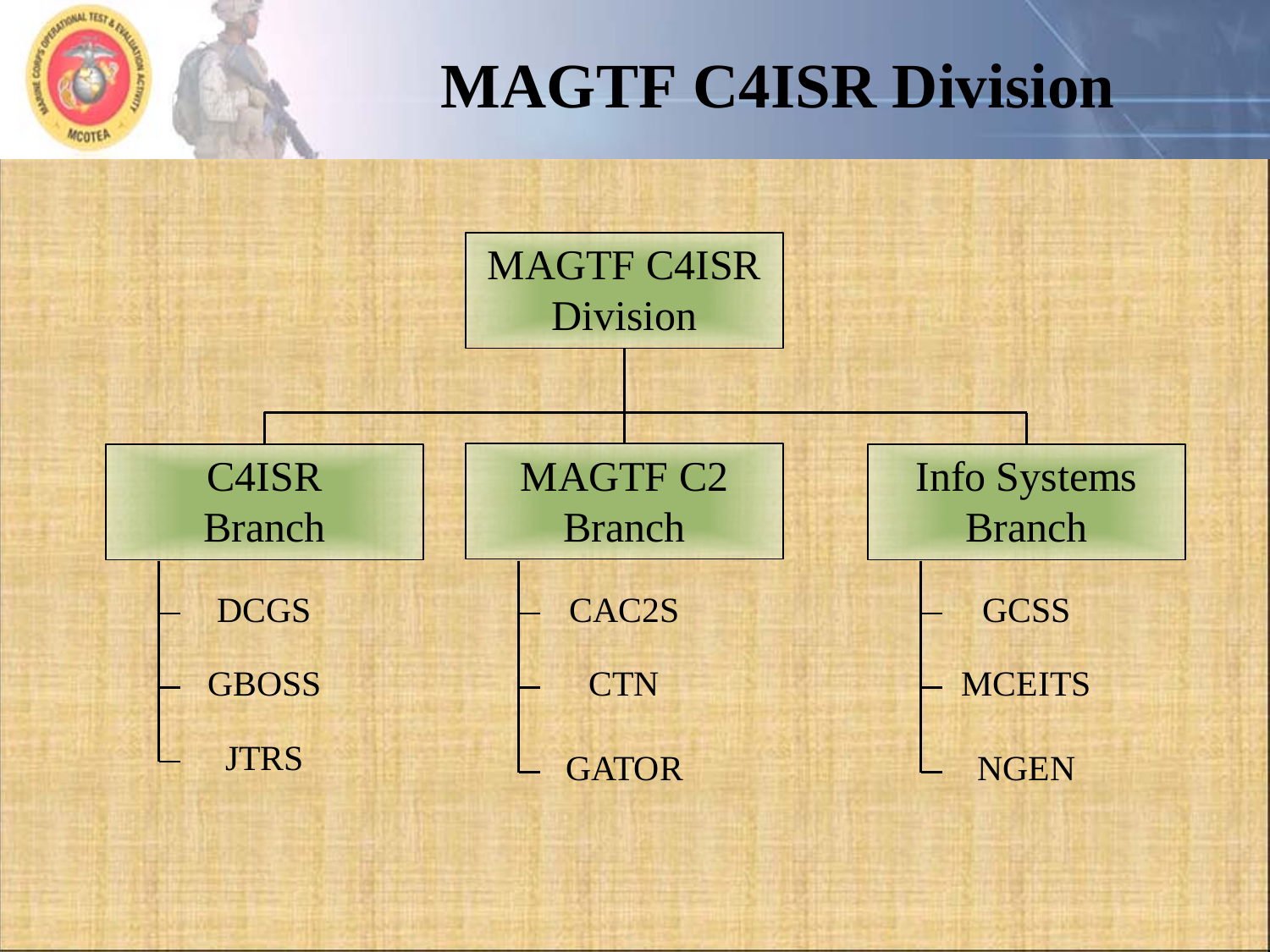# MAGTF C4ISR Division

- MAGTF C4ISR Division
  - C4ISR Branch
    - DCGS
    - GBOSS
    - JTRS
  - MAGTF C2 Branch
    - CAC2S
    - CTN
    - GATOR
  - Info Systems Branch
    - GCSS
    - MCEITS
    - NGEN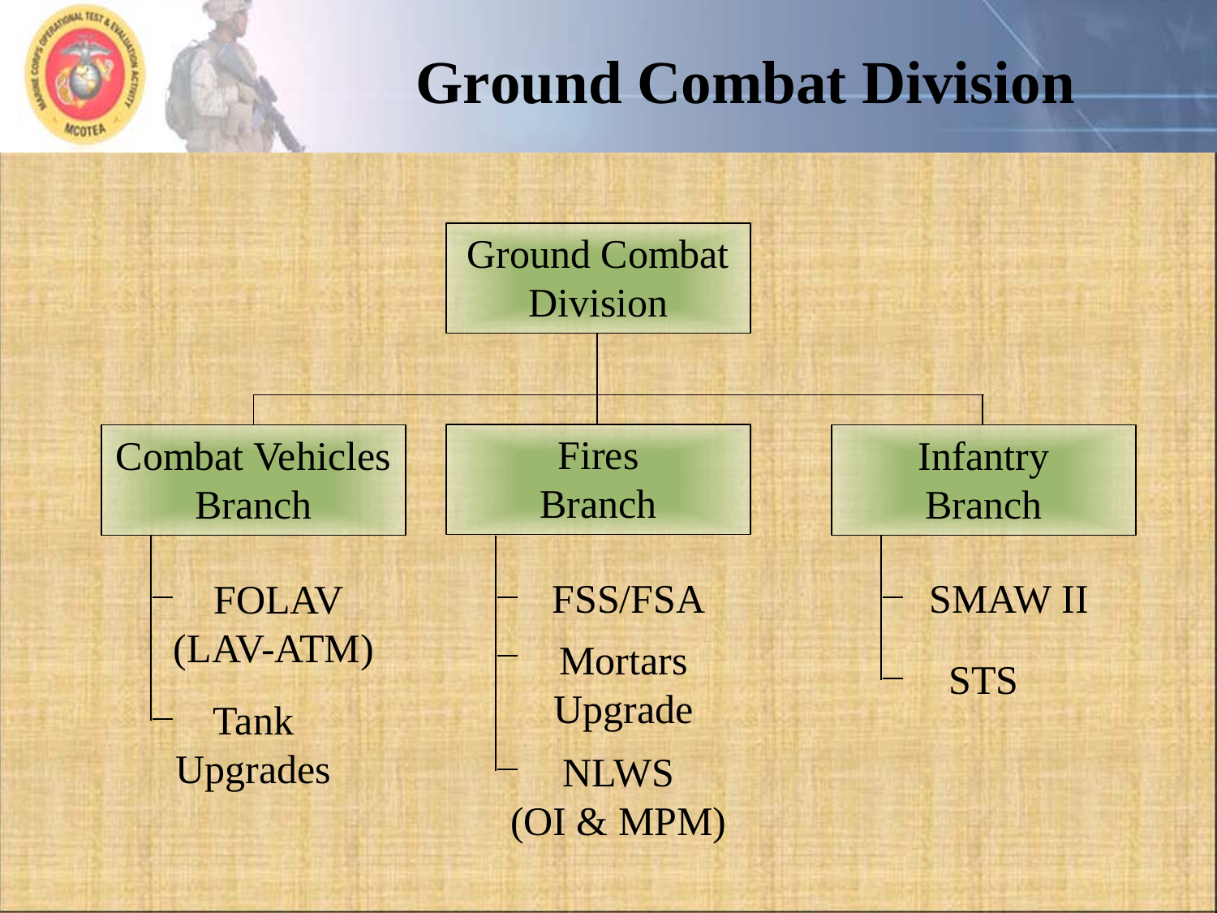# Ground Combat Division

- Ground Combat Division
  - Combat Vehicles Branch
    - FOLAV (LAV-ATM)
    - Tank Upgrades
  - Fires Branch
    - FSS/FSA
    - Mortars Upgrade
    - NLWS (OI & MPM)
  - Infantry Branch
    - SMAW II
    - STS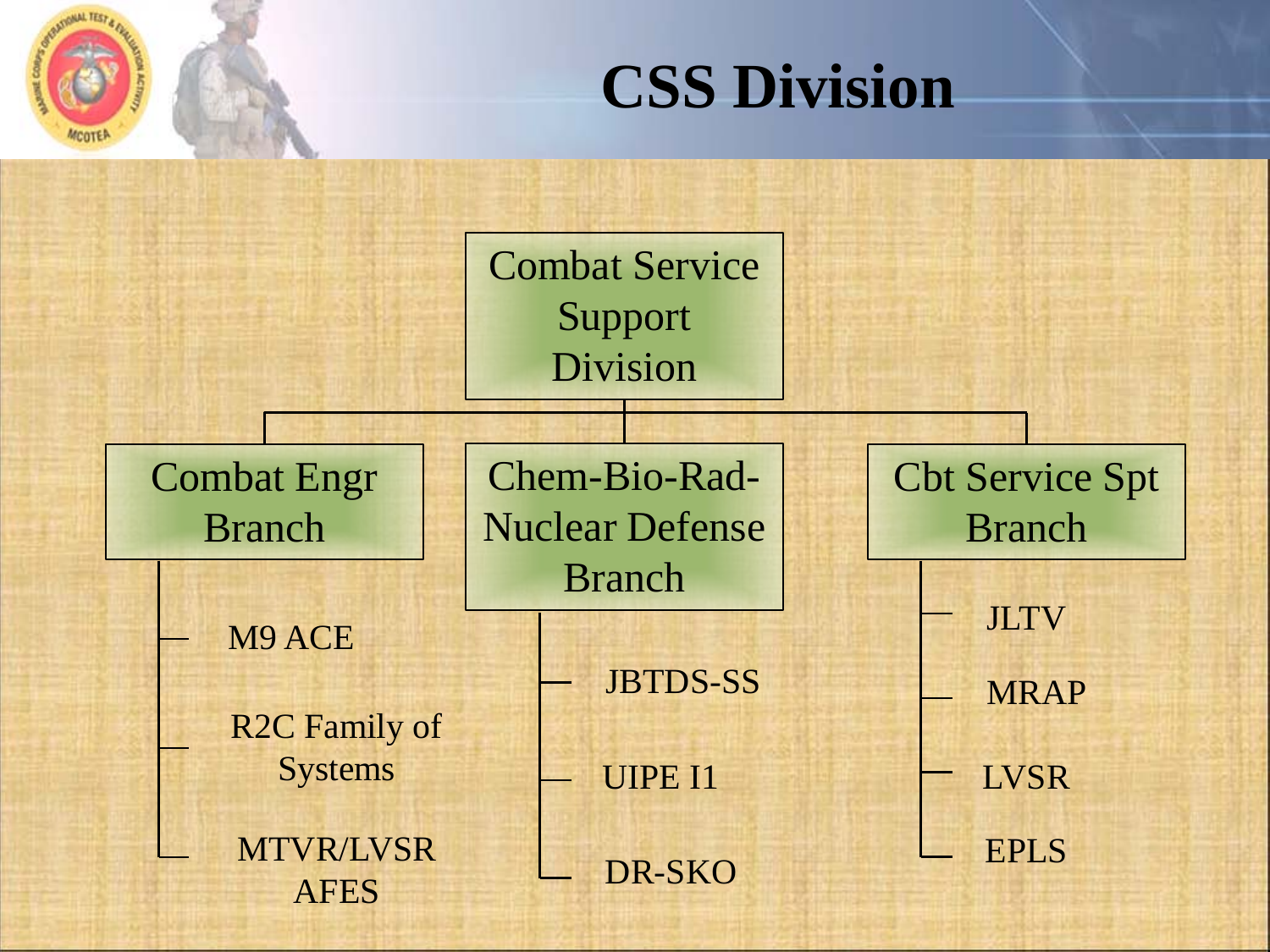# CSS Division

## Combat Service Support Division

### Combat Engr Branch

- M9 ACE
- R2C Family of Systems
- MTVR/LVSR AFES

### Chem-Bio-Rad-Nuclear Defense Branch

- JBTDS-SS
- UIPE I1
- DR-SKO

### Cbt Service Spt Branch

- JLTV
- MRAP
- LVSR
- EPLS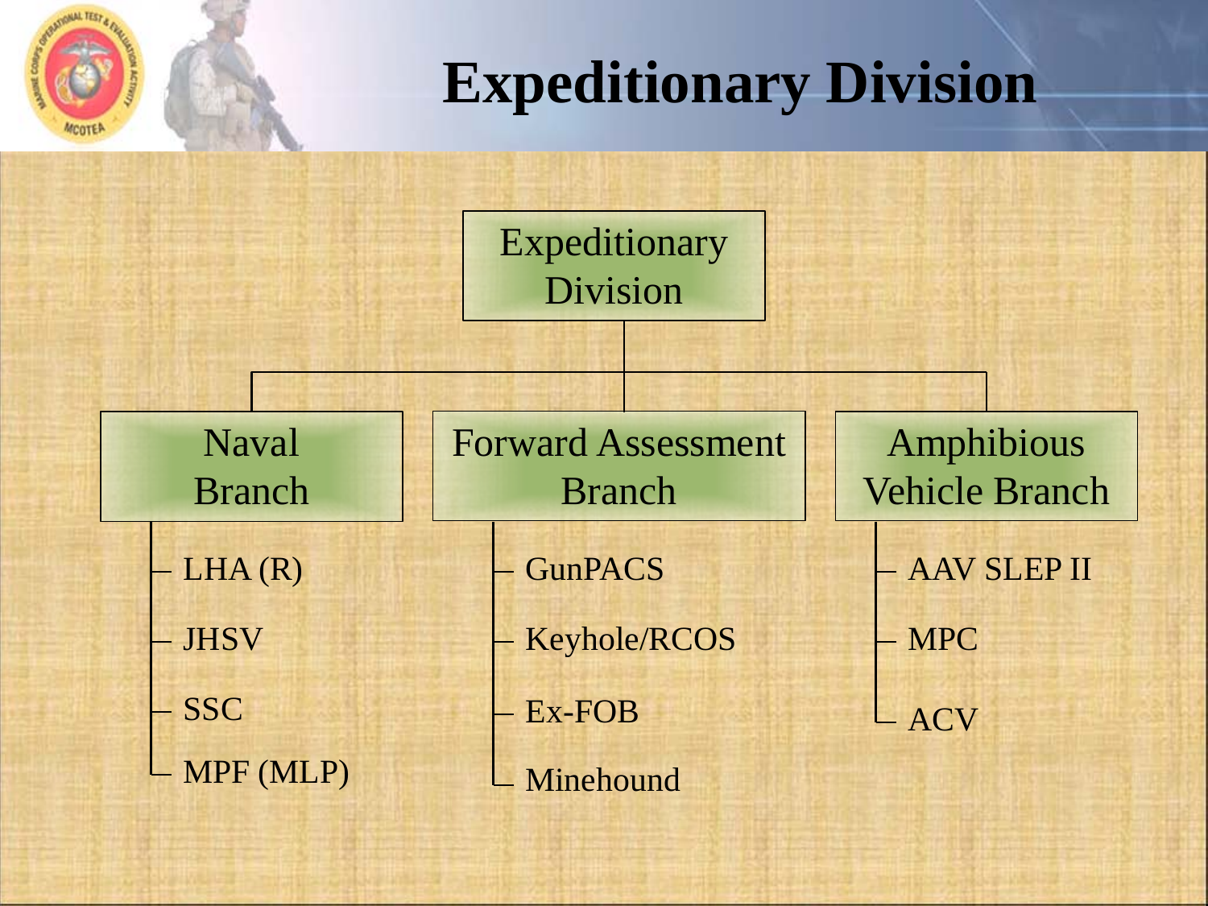# Expeditionary Division

**Expeditionary Division**

- **Naval Branch**
  - LHA (R)
  - JHSV
  - SSC
  - MPF (MLP)
- **Forward Assessment Branch**
  - GunPACS
  - Keyhole/RCOS
  - Ex-FOB
  - Minehound
- **Amphibious Vehicle Branch**
  - AAV SLEP II
  - MPC
  - ACV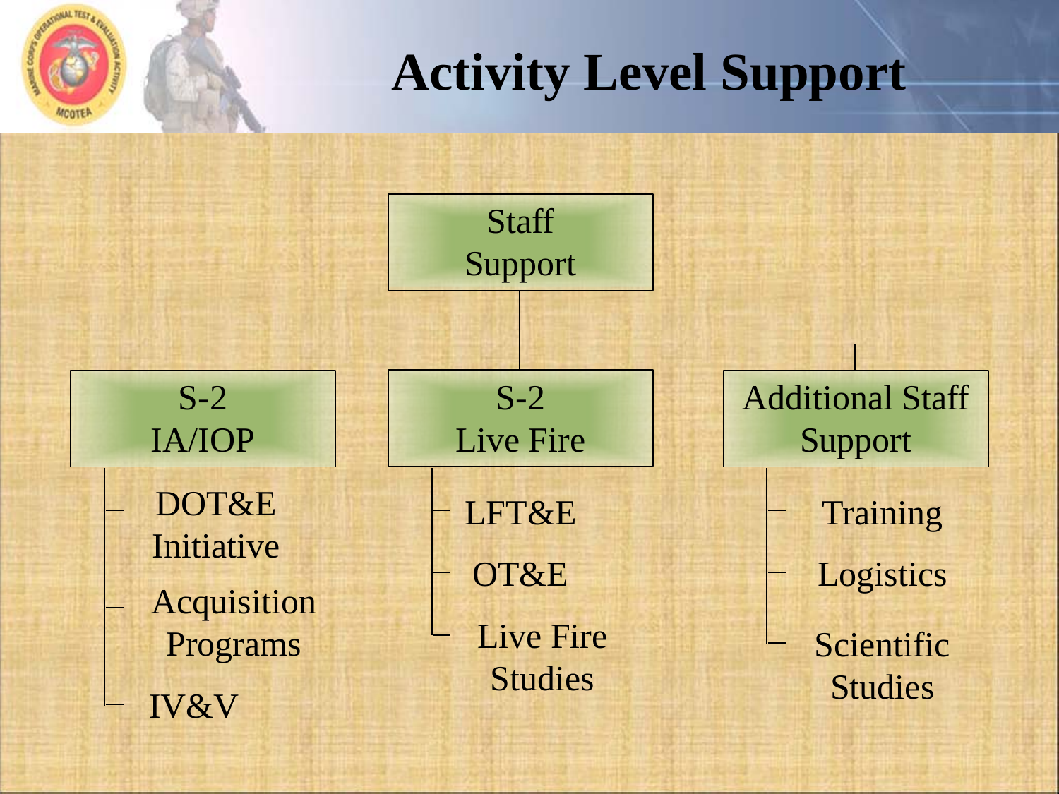# Activity Level Support

- **Staff Support**
  - **S-2 IA/IOP**
    - DOT&E Initiative
    - Acquisition Programs
    - IV&V
  - **S-2 Live Fire**
    - LFT&E
    - OT&E
    - Live Fire Studies
  - **Additional Staff Support**
    - Training
    - Logistics
    - Scientific Studies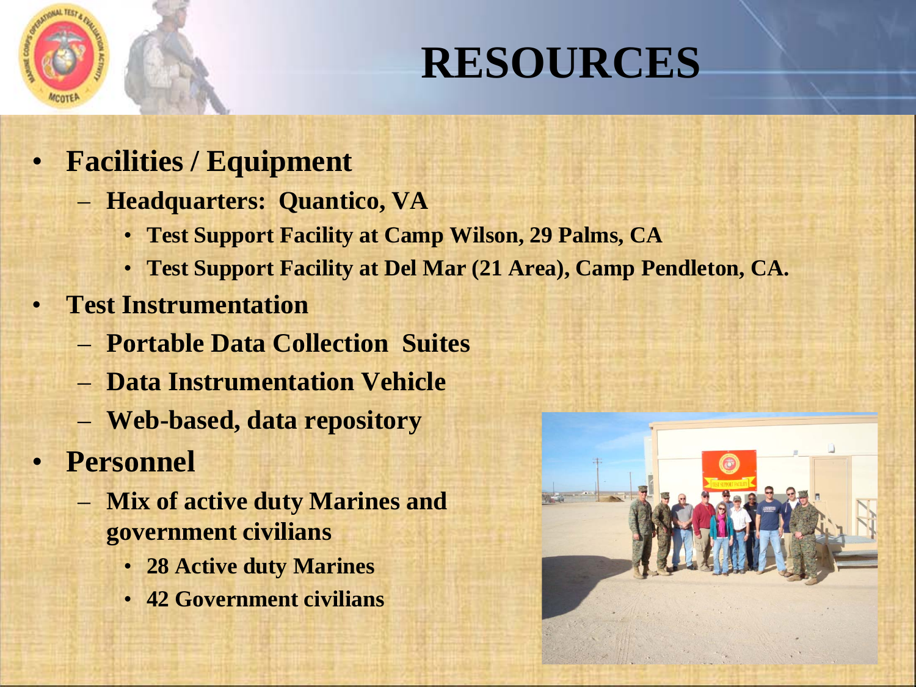# RESOURCES

- **Facilities / Equipment**
  - **Headquarters: Quantico, VA**
    - **Test Support Facility at Camp Wilson, 29 Palms, CA**
    - **Test Support Facility at Del Mar (21 Area), Camp Pendleton, CA.**
- **Test Instrumentation**
  - **Portable Data Collection Suites**
  - **Data Instrumentation Vehicle**
  - **Web-based, data repository**
- **Personnel**
  - **Mix of active duty Marines and government civilians**
    - **28 Active duty Marines**
    - **42 Government civilians**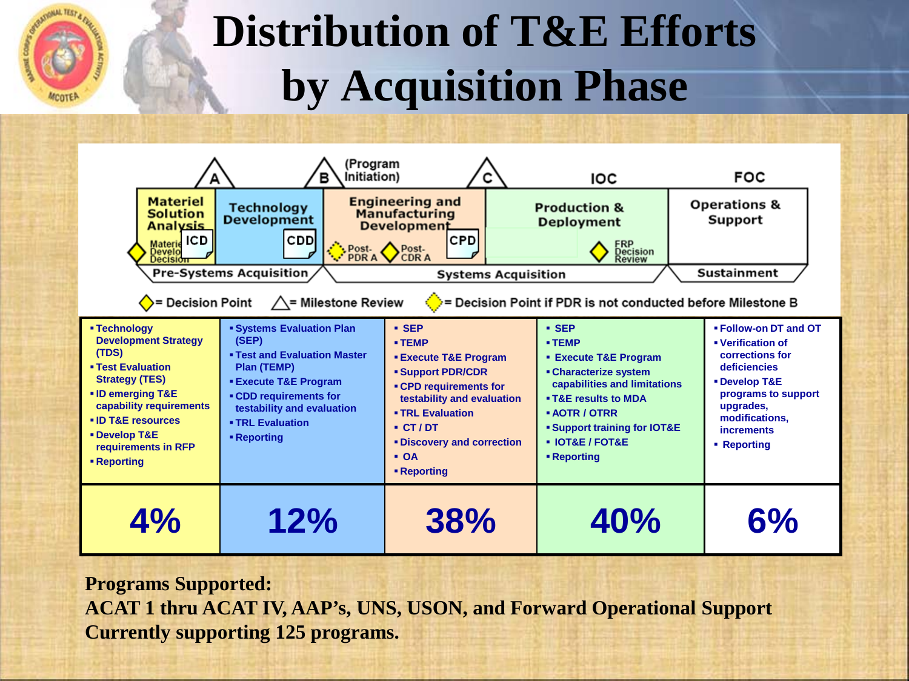# Distribution of T&E Efforts by Acquisition Phase

| Materiel Solution Analysis | Technology Development | Engineering and Manufacturing Development | Production & Deployment | Operations & Support |
|---|---|---|---|---|
| ▪ Technology Development Strategy (TDS)<br>▪ Test Evaluation Strategy (TES)<br>▪ ID emerging T&E capability requirements<br>▪ ID T&E resources<br>▪ Develop T&E requirements in RFP<br>▪ Reporting | ▪ Systems Evaluation Plan (SEP)<br>▪ Test and Evaluation Master Plan (TEMP)<br>▪ Execute T&E Program<br>▪ CDD requirements for testability and evaluation<br>▪ TRL Evaluation<br>▪ Reporting | ▪ SEP<br>▪ TEMP<br>▪ Execute T&E Program<br>▪ Support PDR/CDR<br>▪ CPD requirements for testability and evaluation<br>▪ TRL Evaluation<br>▪ CT / DT<br>▪ Discovery and correction<br>▪ OA<br>▪ Reporting | ▪ SEP<br>▪ TEMP<br>▪ Execute T&E Program<br>▪ Characterize system capabilities and limitations<br>▪ T&E results to MDA<br>▪ AOTR / OTRR<br>▪ Support training for IOT&E<br>▪ IOT&E / FOT&E<br>▪ Reporting | ▪ Follow-on DT and OT<br>▪ Verification of corrections for deficiencies<br>▪ Develop T&E programs to support upgrades, modifications, increments<br>▪ Reporting |
| **4%** | **12%** | **38%** | **40%** | **6%** |

**Programs Supported:**
**ACAT 1 thru ACAT IV, AAP's, UNS, USON, and Forward Operational Support**
**Currently supporting 125 programs.**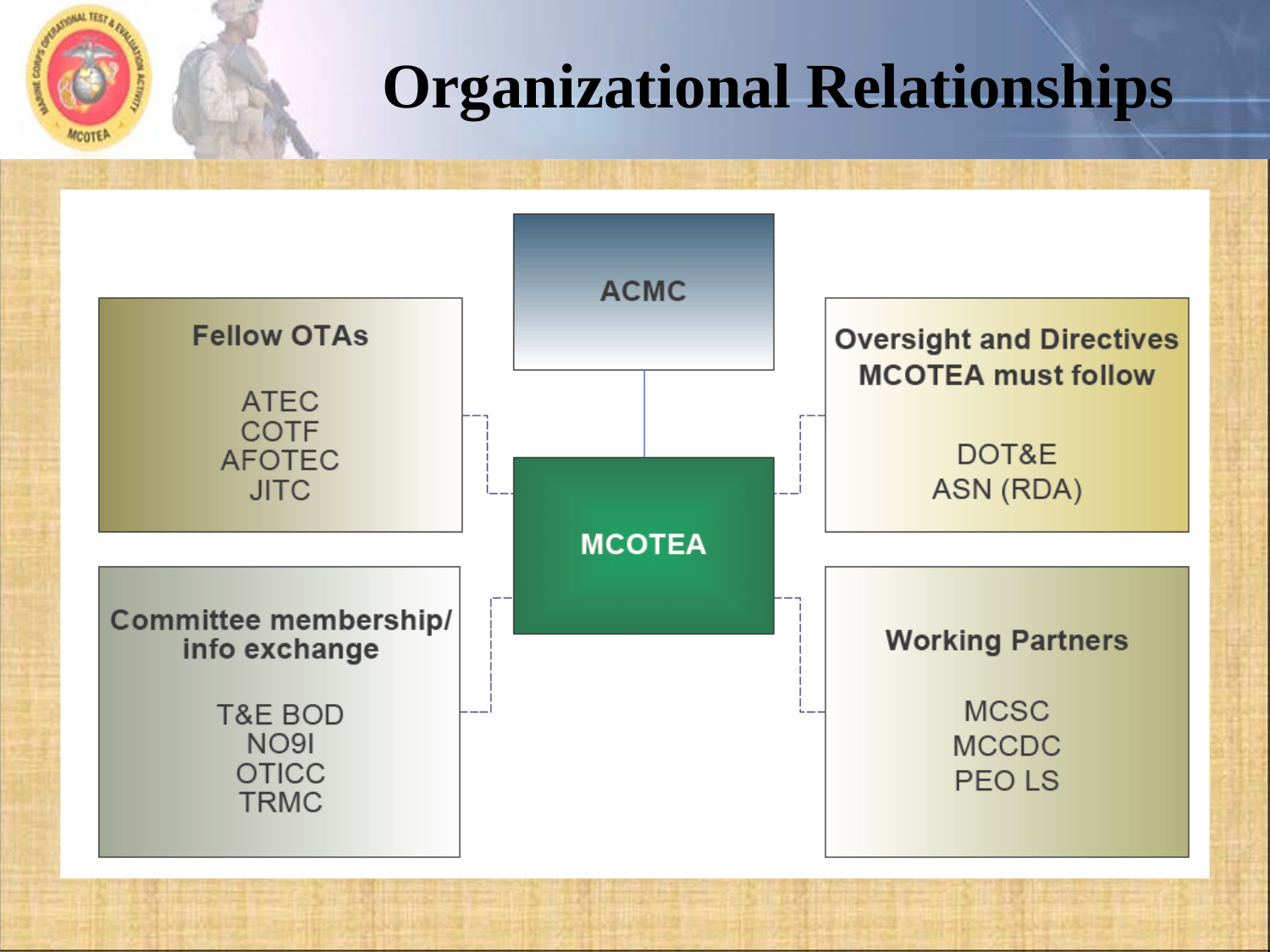# Organizational Relationships

**ACMC**

**MCOTEA**

**Fellow OTAs**

- ATEC
- COTF
- AFOTEC
- JITC

**Oversight and Directives MCOTEA must follow**

- DOT&E
- ASN (RDA)

**Committee membership/ info exchange**

- T&E BOD
- NO9I
- OTICC
- TRMC

**Working Partners**

- MCSC
- MCCDC
- PEO LS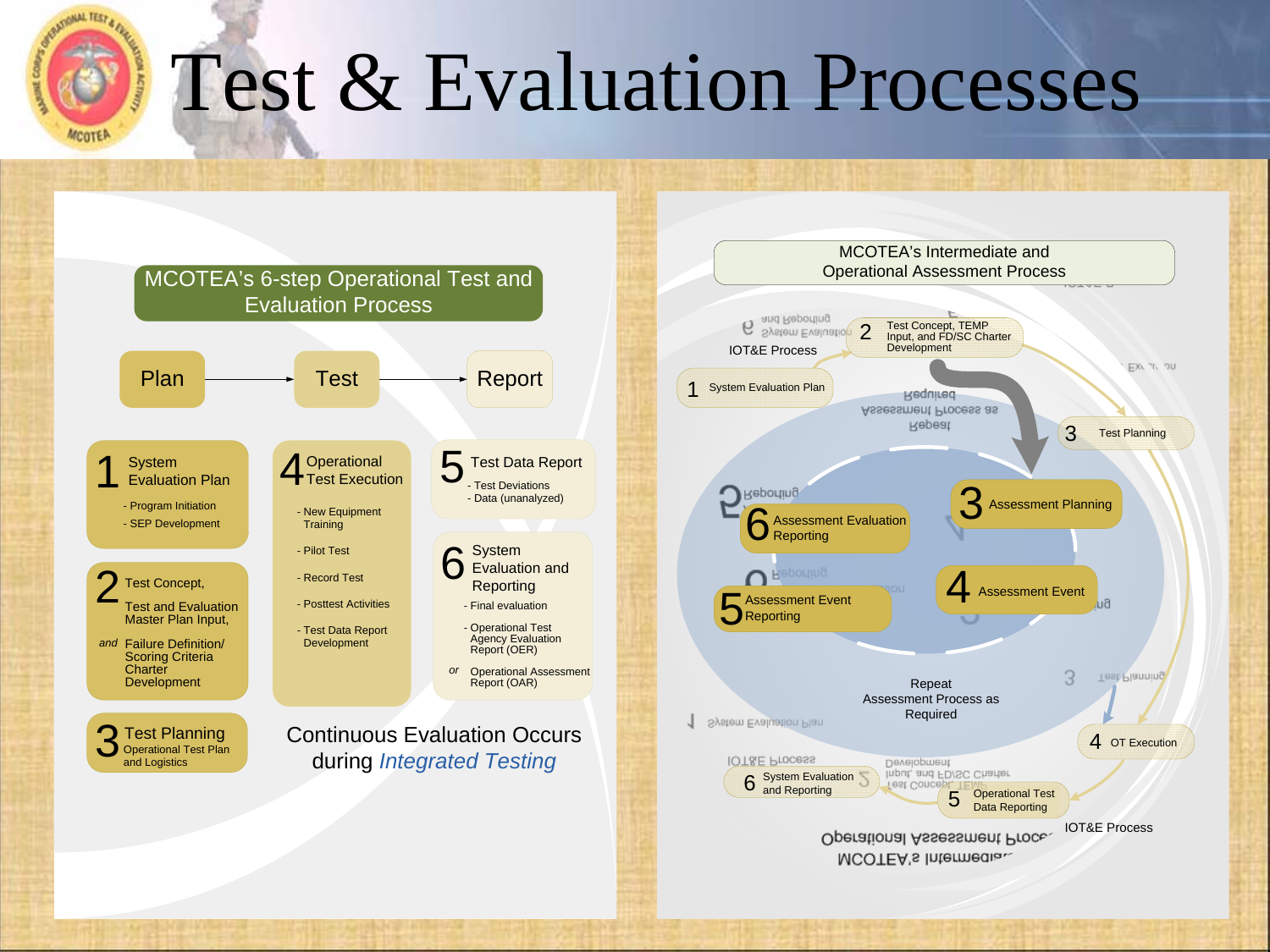# Test & Evaluation Processes

## MCOTEA's 6-step Operational Test and Evaluation Process

Plan → Test → Report

**1** System Evaluation Plan
- Program Initiation
- SEP Development

**2** Test Concept, Test and Evaluation Master Plan Input, *and* Failure Definition/ Scoring Criteria Charter Development

**3** Test Planning
Operational Test Plan and Logistics

**4** Operational Test Execution
- New Equipment Training
- Pilot Test
- Record Test
- Posttest Activities
- Test Data Report Development

**5** Test Data Report
- Test Deviations
- Data (unanalyzed)

**6** System Evaluation and Reporting
- Final evaluation
- Operational Test Agency Evaluation Report (OER)

*or* Operational Assessment Report (OAR)

Continuous Evaluation Occurs during *Integrated Testing*

## MCOTEA's Intermediate and Operational Assessment Process

IOT&E Process:
1. System Evaluation Plan
2. Test Concept, TEMP Input, and FD/SC Charter Development
3. Test Planning
4. OT Execution
5. Operational Test Data Reporting
6. System Evaluation and Reporting

Assessment Process:
3. Assessment Planning
4. Assessment Event
5. Assessment Event Reporting
6. Assessment Evaluation Reporting

Repeat Assessment Process as Required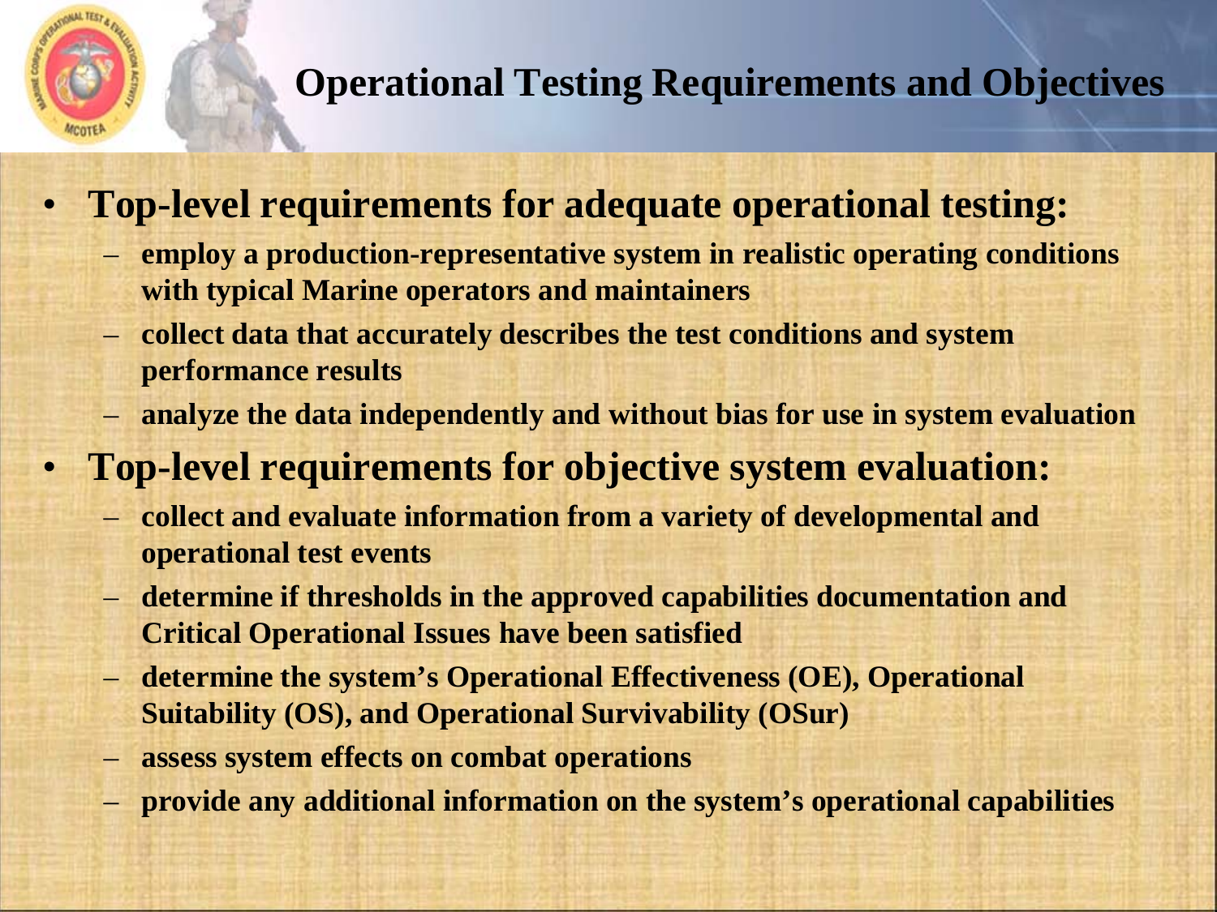# Operational Testing Requirements and Objectives

- **Top-level requirements for adequate operational testing:**
  - **employ a production-representative system in realistic operating conditions with typical Marine operators and maintainers**
  - **collect data that accurately describes the test conditions and system performance results**
  - **analyze the data independently and without bias for use in system evaluation**
- **Top-level requirements for objective system evaluation:**
  - **collect and evaluate information from a variety of developmental and operational test events**
  - **determine if thresholds in the approved capabilities documentation and Critical Operational Issues have been satisfied**
  - **determine the system's Operational Effectiveness (OE), Operational Suitability (OS), and Operational Survivability (OSur)**
  - **assess system effects on combat operations**
  - **provide any additional information on the system's operational capabilities**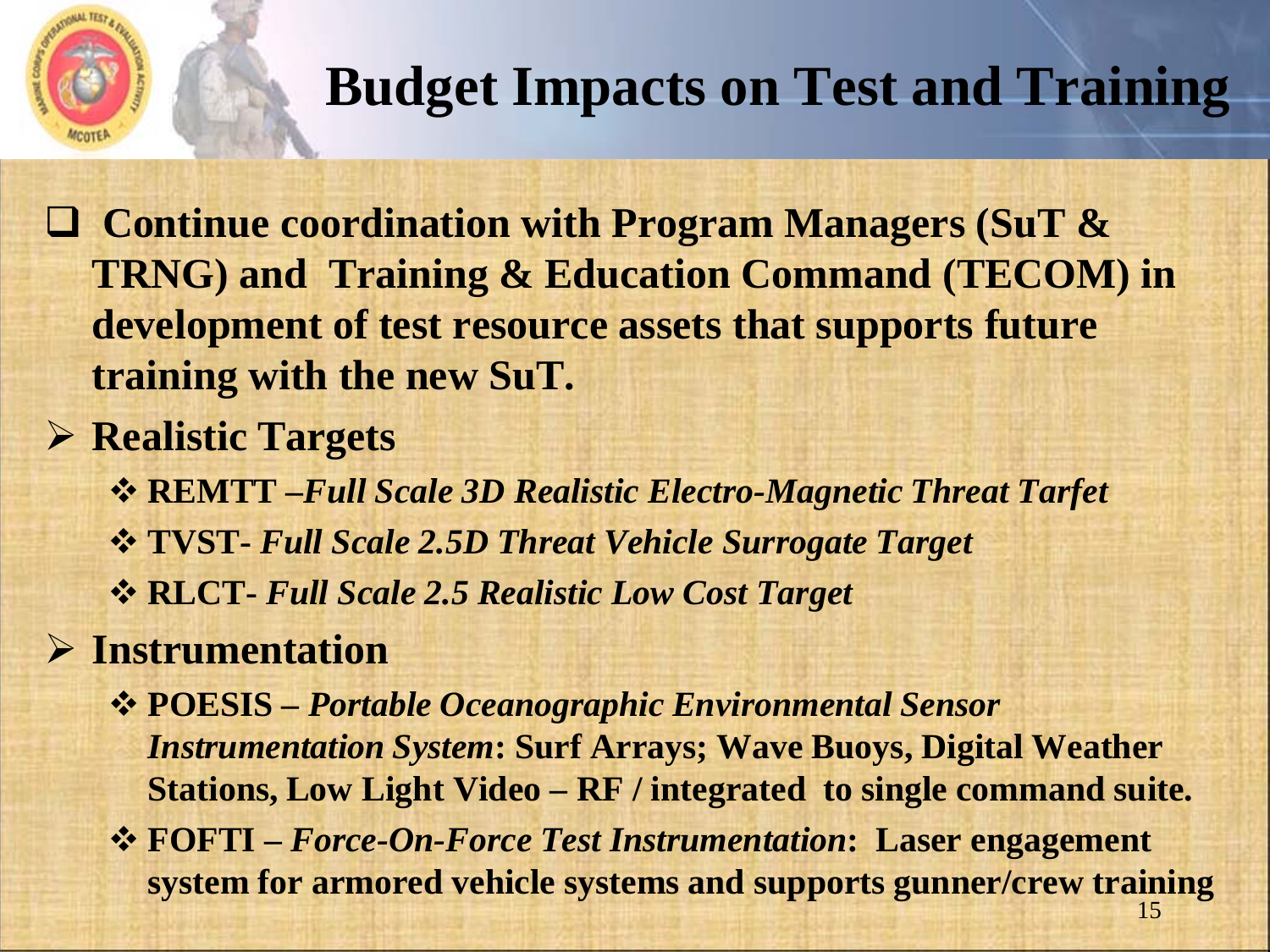# Budget Impacts on Test and Training

- **Continue coordination with Program Managers (SuT & TRNG) and Training & Education Command (TECOM) in development of test resource assets that supports future training with the new SuT.**

- **Realistic Targets**
  - **REMTT –*Full Scale 3D Realistic Electro-Magnetic Threat Tarfet***
  - **TVST- *Full Scale 2.5D Threat Vehicle Surrogate Target***
  - **RLCT- *Full Scale 2.5 Realistic Low Cost Target***

- **Instrumentation**
  - **POESIS – *Portable Oceanographic Environmental Sensor Instrumentation System*: Surf Arrays; Wave Buoys, Digital Weather Stations, Low Light Video – RF / integrated to single command suite.**
  - **FOFTI – *Force-On-Force Test Instrumentation*: Laser engagement system for armored vehicle systems and supports gunner/crew training**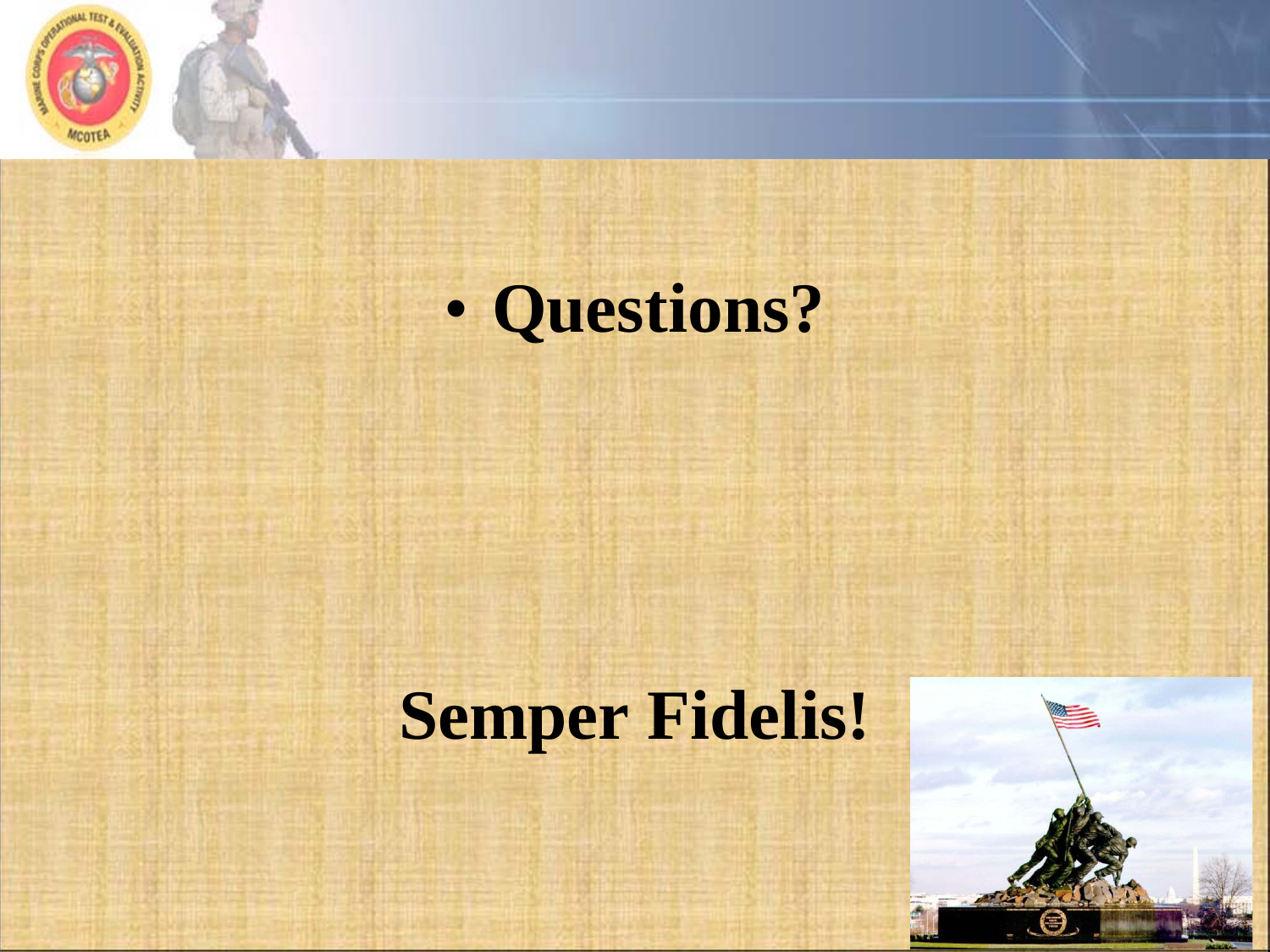- **Questions?**

**Semper Fidelis!**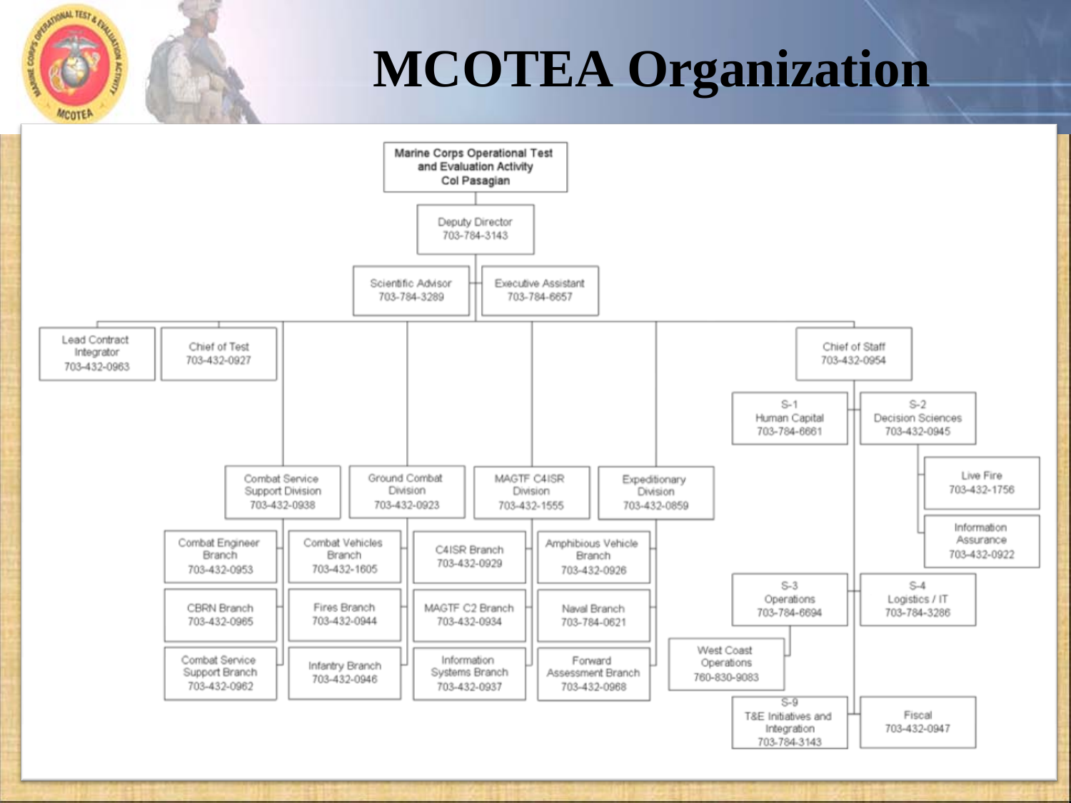# MCOTEA Organization

Marine Corps Operational Test and Evaluation Activity
Col Pasagian

Deputy Director
703-784-3143

Scientific Advisor
703-784-3289

Executive Assistant
703-784-6657

Lead Contract Integrator
703-432-0963

Chief of Test
703-432-0927

Chief of Staff
703-432-0954

S-1
Human Capital
703-784-6661

S-2
Decision Sciences
703-432-0945

Live Fire
703-432-1756

Information Assurance
703-432-0922

Combat Service Support Division
703-432-0938

Ground Combat Division
703-432-0923

MAGTF C4ISR Division
703-432-1555

Expeditionary Division
703-432-0859

Combat Engineer Branch
703-432-0953

CBRN Branch
703-432-0965

Combat Service Support Branch
703-432-0962

Combat Vehicles Branch
703-432-1605

Fires Branch
703-432-0944

Infantry Branch
703-432-0946

C4ISR Branch
703-432-0929

MAGTF C2 Branch
703-432-0934

Information Systems Branch
703-432-0937

Amphibious Vehicle Branch
703-432-0926

Naval Branch
703-784-0621

Forward Assessment Branch
703-432-0968

S-3
Operations
703-784-6694

S-4
Logistics / IT
703-784-3286

West Coast Operations
760-830-9083

S-9
T&E Initiatives and Integration
703-784-3143

Fiscal
703-432-0947